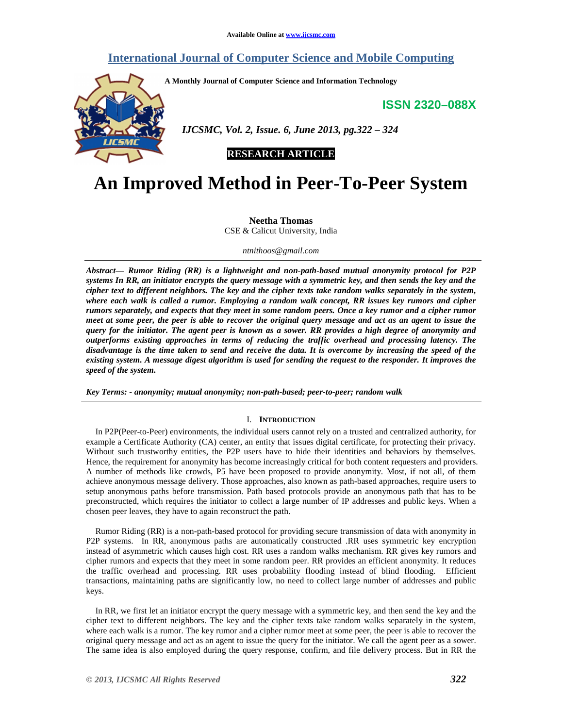Available Online at www.ijcsmc.com

# International Journal of Computer Science and Mobile Computing

**A Monthly Journal of Computer Science and Information Technology**

**ISSN 2320–088X**

**RESEARCH ARTICLE**

# An Improved Method in Peer-To-Peer System

**Neetha Thomas**
CSE & Calicut University, India

*ntnithoos@gmail.com*

***Abstract**— Rumor Riding (RR) is a lightweight and non-path-based mutual anonymity protocol for P2P systems In RR, an initiator encrypts the query message with a symmetric key, and then sends the key and the cipher text to different neighbors. The key and the cipher texts take random walks separately in the system, where each walk is called a rumor. Employing a random walk concept, RR issues key rumors and cipher rumors separately, and expects that they meet in some random peers. Once a key rumor and a cipher rumor meet at some peer, the peer is able to recover the original query message and act as an agent to issue the query for the initiator. The agent peer is known as a sower. RR provides a high degree of anonymity and outperforms existing approaches in terms of reducing the traffic overhead and processing latency. The disadvantage is the time taken to send and receive the data. It is overcome by increasing the speed of the existing system. A message digest algorithm is used for sending the request to the responder. It improves the speed of the system.*

***Key Terms: - anonymity; mutual anonymity; non-path-based; peer-to-peer; random walk***

## I. Introduction

In P2P(Peer-to-Peer) environments, the individual users cannot rely on a trusted and centralized authority, for example a Certificate Authority (CA) center, an entity that issues digital certificate, for protecting their privacy. Without such trustworthy entities, the P2P users have to hide their identities and behaviors by themselves. Hence, the requirement for anonymity has become increasingly critical for both content requesters and providers. A number of methods like crowds, P5 have been proposed to provide anonymity. Most, if not all, of them achieve anonymous message delivery. Those approaches, also known as path-based approaches, require users to setup anonymous paths before transmission. Path based protocols provide an anonymous path that has to be preconstructed, which requires the initiator to collect a large number of IP addresses and public keys. When a chosen peer leaves, they have to again reconstruct the path.

Rumor Riding (RR) is a non-path-based protocol for providing secure transmission of data with anonymity in P2P systems. In RR, anonymous paths are automatically constructed .RR uses symmetric key encryption instead of asymmetric which causes high cost. RR uses a random walks mechanism. RR gives key rumors and cipher rumors and expects that they meet in some random peer. RR provides an efficient anonymity. It reduces the traffic overhead and processing. RR uses probability flooding instead of blind flooding. Efficient transactions, maintaining paths are significantly low, no need to collect large number of addresses and public keys.

In RR, we first let an initiator encrypt the query message with a symmetric key, and then send the key and the cipher text to different neighbors. The key and the cipher texts take random walks separately in the system, where each walk is a rumor. The key rumor and a cipher rumor meet at some peer, the peer is able to recover the original query message and act as an agent to issue the query for the initiator. We call the agent peer as a sower. The same idea is also employed during the query response, confirm, and file delivery process. But in RR the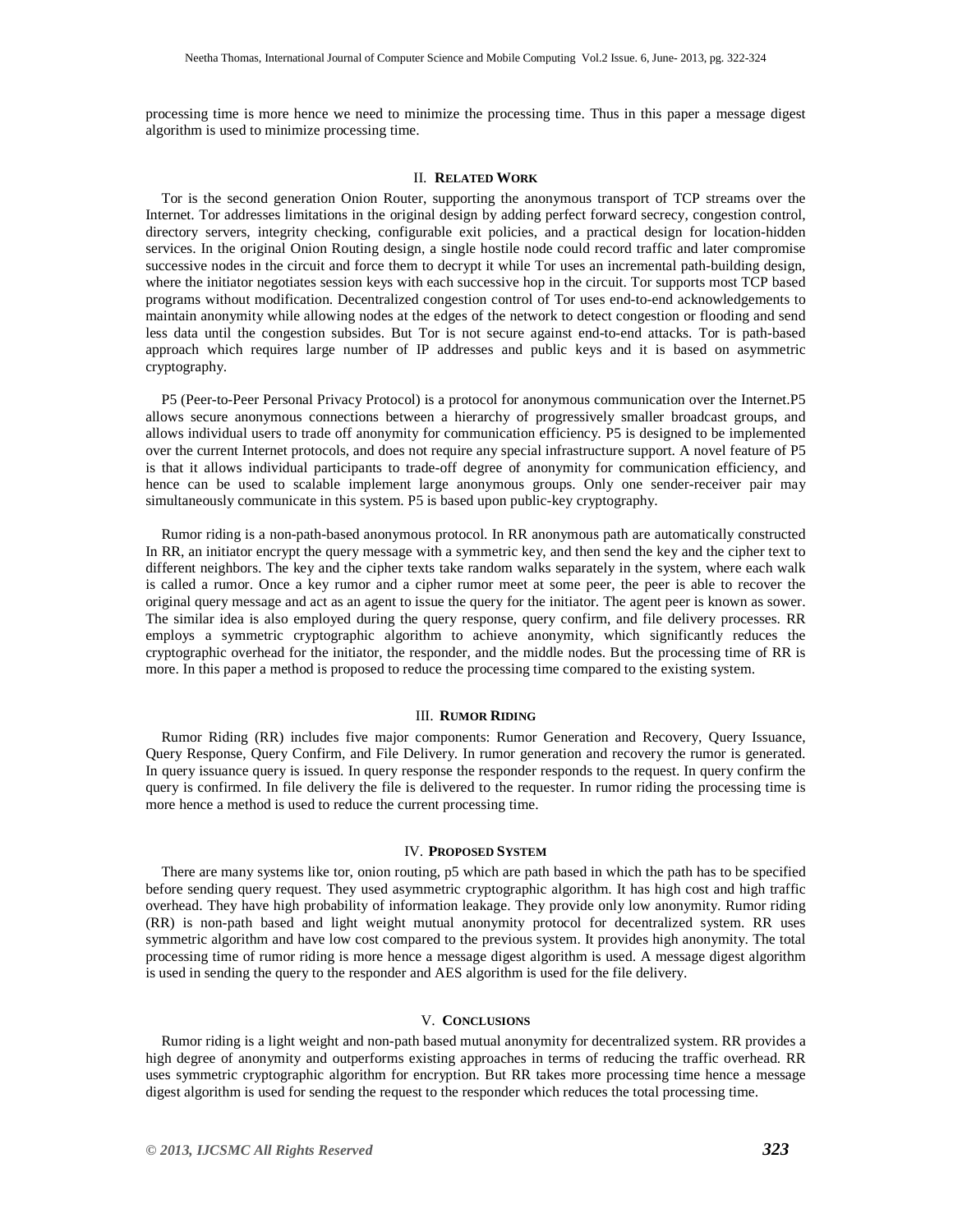processing time is more hence we need to minimize the processing time. Thus in this paper a message digest algorithm is used to minimize processing time.

## II. RELATED WORK

Tor is the second generation Onion Router, supporting the anonymous transport of TCP streams over the Internet. Tor addresses limitations in the original design by adding perfect forward secrecy, congestion control, directory servers, integrity checking, configurable exit policies, and a practical design for location-hidden services. In the original Onion Routing design, a single hostile node could record traffic and later compromise successive nodes in the circuit and force them to decrypt it while Tor uses an incremental path-building design, where the initiator negotiates session keys with each successive hop in the circuit. Tor supports most TCP based programs without modification. Decentralized congestion control of Tor uses end-to-end acknowledgements to maintain anonymity while allowing nodes at the edges of the network to detect congestion or flooding and send less data until the congestion subsides. But Tor is not secure against end-to-end attacks. Tor is path-based approach which requires large number of IP addresses and public keys and it is based on asymmetric cryptography.

P5 (Peer-to-Peer Personal Privacy Protocol) is a protocol for anonymous communication over the Internet.P5 allows secure anonymous connections between a hierarchy of progressively smaller broadcast groups, and allows individual users to trade off anonymity for communication efficiency. P5 is designed to be implemented over the current Internet protocols, and does not require any special infrastructure support. A novel feature of P5 is that it allows individual participants to trade-off degree of anonymity for communication efficiency, and hence can be used to scalable implement large anonymous groups. Only one sender-receiver pair may simultaneously communicate in this system. P5 is based upon public-key cryptography.

Rumor riding is a non-path-based anonymous protocol. In RR anonymous path are automatically constructed In RR, an initiator encrypt the query message with a symmetric key, and then send the key and the cipher text to different neighbors. The key and the cipher texts take random walks separately in the system, where each walk is called a rumor. Once a key rumor and a cipher rumor meet at some peer, the peer is able to recover the original query message and act as an agent to issue the query for the initiator. The agent peer is known as sower. The similar idea is also employed during the query response, query confirm, and file delivery processes. RR employs a symmetric cryptographic algorithm to achieve anonymity, which significantly reduces the cryptographic overhead for the initiator, the responder, and the middle nodes. But the processing time of RR is more. In this paper a method is proposed to reduce the processing time compared to the existing system.

## III. RUMOR RIDING

Rumor Riding (RR) includes five major components: Rumor Generation and Recovery, Query Issuance, Query Response, Query Confirm, and File Delivery. In rumor generation and recovery the rumor is generated. In query issuance query is issued. In query response the responder responds to the request. In query confirm the query is confirmed. In file delivery the file is delivered to the requester. In rumor riding the processing time is more hence a method is used to reduce the current processing time.

## IV. PROPOSED SYSTEM

There are many systems like tor, onion routing, p5 which are path based in which the path has to be specified before sending query request. They used asymmetric cryptographic algorithm. It has high cost and high traffic overhead. They have high probability of information leakage. They provide only low anonymity. Rumor riding (RR) is non-path based and light weight mutual anonymity protocol for decentralized system. RR uses symmetric algorithm and have low cost compared to the previous system. It provides high anonymity. The total processing time of rumor riding is more hence a message digest algorithm is used. A message digest algorithm is used in sending the query to the responder and AES algorithm is used for the file delivery.

## V. CONCLUSIONS

Rumor riding is a light weight and non-path based mutual anonymity for decentralized system. RR provides a high degree of anonymity and outperforms existing approaches in terms of reducing the traffic overhead. RR uses symmetric cryptographic algorithm for encryption. But RR takes more processing time hence a message digest algorithm is used for sending the request to the responder which reduces the total processing time.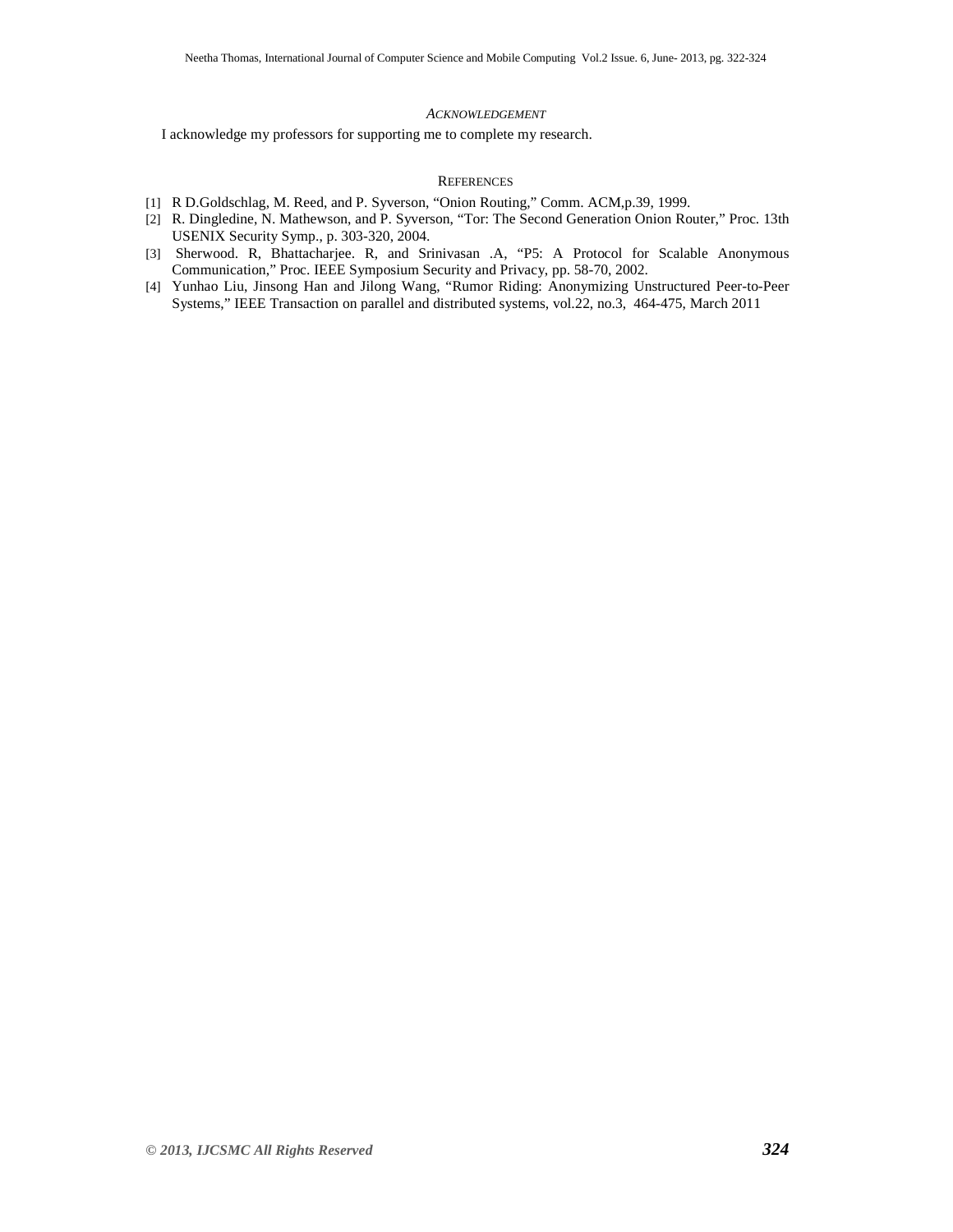## ACKNOWLEDGEMENT

I acknowledge my professors for supporting me to complete my research.

## REFERENCES

[1] R D.Goldschlag, M. Reed, and P. Syverson, "Onion Routing," Comm. ACM,p.39, 1999.

[2] R. Dingledine, N. Mathewson, and P. Syverson, "Tor: The Second Generation Onion Router," Proc. 13th USENIX Security Symp., p. 303-320, 2004.

[3] Sherwood. R, Bhattacharjee. R, and Srinivasan .A, "P5: A Protocol for Scalable Anonymous Communication," Proc. IEEE Symposium Security and Privacy, pp. 58-70, 2002.

[4] Yunhao Liu, Jinsong Han and Jilong Wang, "Rumor Riding: Anonymizing Unstructured Peer-to-Peer Systems," IEEE Transaction on parallel and distributed systems, vol.22, no.3, 464-475, March 2011